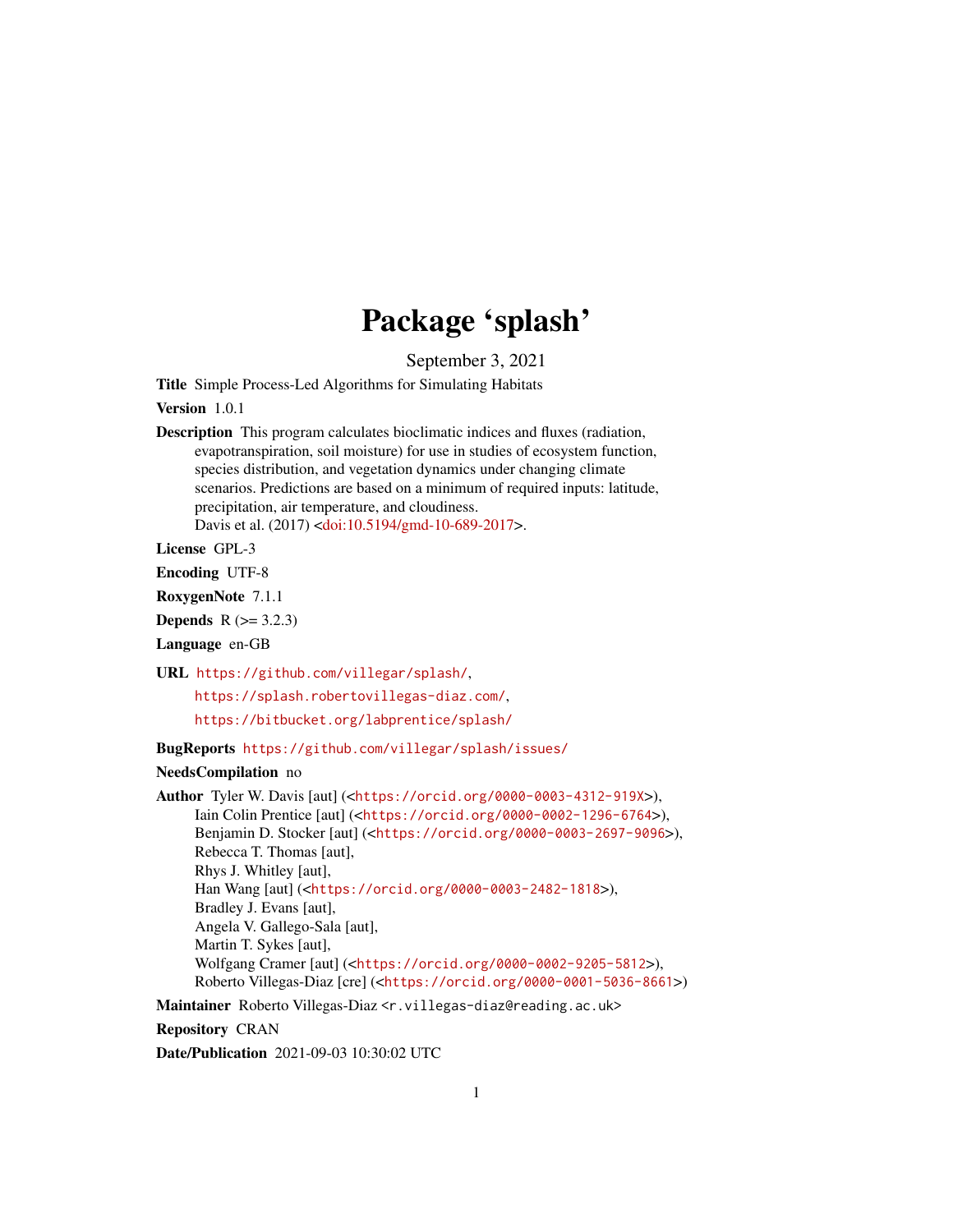# Package 'splash'

September 3, 2021

**Title** Simple Process-Led Algorithms for Simulating Habitats

**Version** 1.0.1

**Description** This program calculates bioclimatic indices and fluxes (radiation, evapotranspiration, soil moisture) for use in studies of ecosystem function, species distribution, and vegetation dynamics under changing climate scenarios. Predictions are based on a minimum of required inputs: latitude, precipitation, air temperature, and cloudiness.
Davis et al. (2017) <doi:10.5194/gmd-10-689-2017>.

**License** GPL-3

**Encoding** UTF-8

**RoxygenNote** 7.1.1

**Depends** R (>= 3.2.3)

**Language** en-GB

**URL** https://github.com/villegar/splash/,
https://splash.robertovillegas-diaz.com/,
https://bitbucket.org/labprentice/splash/

**BugReports** https://github.com/villegar/splash/issues/

**NeedsCompilation** no

**Author** Tyler W. Davis [aut] (<https://orcid.org/0000-0003-4312-919X>),
Iain Colin Prentice [aut] (<https://orcid.org/0000-0002-1296-6764>),
Benjamin D. Stocker [aut] (<https://orcid.org/0000-0003-2697-9096>),
Rebecca T. Thomas [aut],
Rhys J. Whitley [aut],
Han Wang [aut] (<https://orcid.org/0000-0003-2482-1818>),
Bradley J. Evans [aut],
Angela V. Gallego-Sala [aut],
Martin T. Sykes [aut],
Wolfgang Cramer [aut] (<https://orcid.org/0000-0002-9205-5812>),
Roberto Villegas-Diaz [cre] (<https://orcid.org/0000-0001-5036-8661>)

**Maintainer** Roberto Villegas-Diaz <r.villegas-diaz@reading.ac.uk>

**Repository** CRAN

**Date/Publication** 2021-09-03 10:30:02 UTC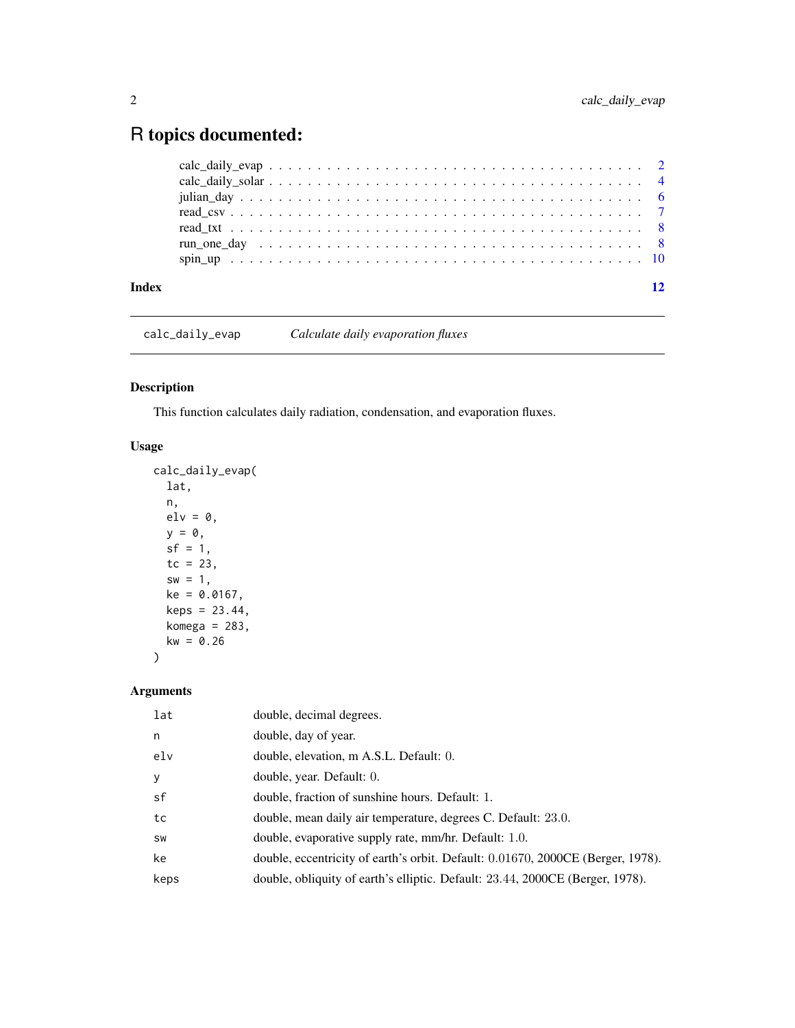# R topics documented:

| | |
|---|---|
| calc_daily_evap | 2 |
| calc_daily_solar | 4 |
| julian_day | 6 |
| read_csv | 7 |
| read_txt | 8 |
| run_one_day | 8 |
| spin_up | 10 |
| **Index** | **12** |

---

`calc_daily_evap` *Calculate daily evaporation fluxes*

---

## Description

This function calculates daily radiation, condensation, and evaporation fluxes.

## Usage

```
calc_daily_evap(
  lat,
  n,
  elv = 0,
  y = 0,
  sf = 1,
  tc = 23,
  sw = 1,
  ke = 0.0167,
  keps = 23.44,
  komega = 283,
  kw = 0.26
)
```

## Arguments

| | |
|---|---|
| lat | double, decimal degrees. |
| n | double, day of year. |
| elv | double, elevation, m A.S.L. Default: 0. |
| y | double, year. Default: 0. |
| sf | double, fraction of sunshine hours. Default: 1. |
| tc | double, mean daily air temperature, degrees C. Default: 23.0. |
| sw | double, evaporative supply rate, mm/hr. Default: 1.0. |
| ke | double, eccentricity of earth's orbit. Default: 0.01670, 2000CE (Berger, 1978). |
| keps | double, obliquity of earth's elliptic. Default: 23.44, 2000CE (Berger, 1978). |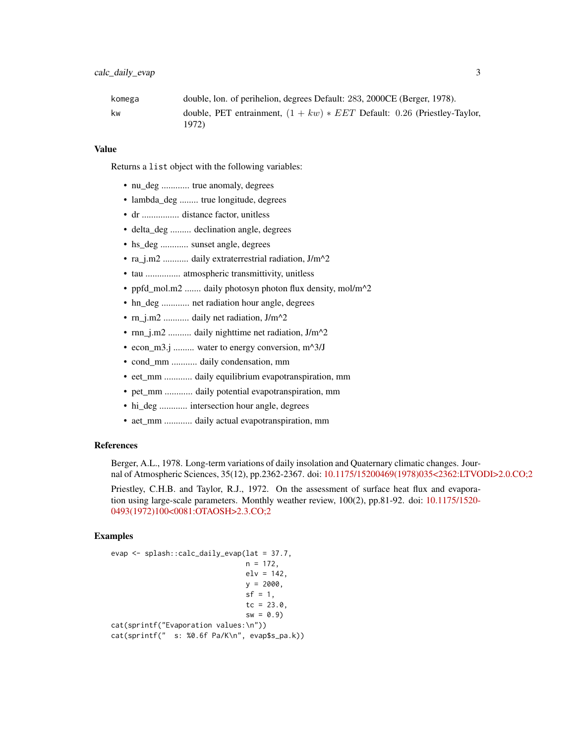| | |
|---|---|
| komega | double, lon. of perihelion, degrees Default: 283, 2000CE (Berger, 1978). |
| kw | double, PET entrainment, $(1 + kw) * EET$ Default: 0.26 (Priestley-Taylor, 1972) |

## Value

Returns a `list` object with the following variables:

- nu_deg ............ true anomaly, degrees
- lambda_deg ........ true longitude, degrees
- dr ................ distance factor, unitless
- delta_deg ......... declination angle, degrees
- hs_deg ............ sunset angle, degrees
- ra_j.m2 ........... daily extraterrestrial radiation, J/m^2
- tau ............... atmospheric transmittivity, unitless
- ppfd_mol.m2 ....... daily photosyn photon flux density, mol/m^2
- hn_deg ............ net radiation hour angle, degrees
- rn_j.m2 ........... daily net radiation, J/m^2
- rnn_j.m2 .......... daily nighttime net radiation, J/m^2
- econ_m3.j ......... water to energy conversion, m^3/J
- cond_mm ........... daily condensation, mm
- eet_mm ............ daily equilibrium evapotranspiration, mm
- pet_mm ............ daily potential evapotranspiration, mm
- hi_deg ............ intersection hour angle, degrees
- aet_mm ............ daily actual evapotranspiration, mm

## References

Berger, A.L., 1978. Long-term variations of daily insolation and Quaternary climatic changes. Journal of Atmospheric Sciences, 35(12), pp.2362-2367. doi: 10.1175/15200469(1978)035<2362:LTVODI>2.0.CO;2

Priestley, C.H.B. and Taylor, R.J., 1972. On the assessment of surface heat flux and evaporation using large-scale parameters. Monthly weather review, 100(2), pp.81-92. doi: 10.1175/1520-0493(1972)100<0081:OTAOSH>2.3.CO;2

## Examples

```
evap <- splash::calc_daily_evap(lat = 37.7,
                                n = 172,
                                elv = 142,
                                y = 2000,
                                sf = 1,
                                tc = 23.0,
                                sw = 0.9)
cat(sprintf("Evaporation values:\n"))
cat(sprintf("  s: %0.6f Pa/K\n", evap$s_pa.k))
```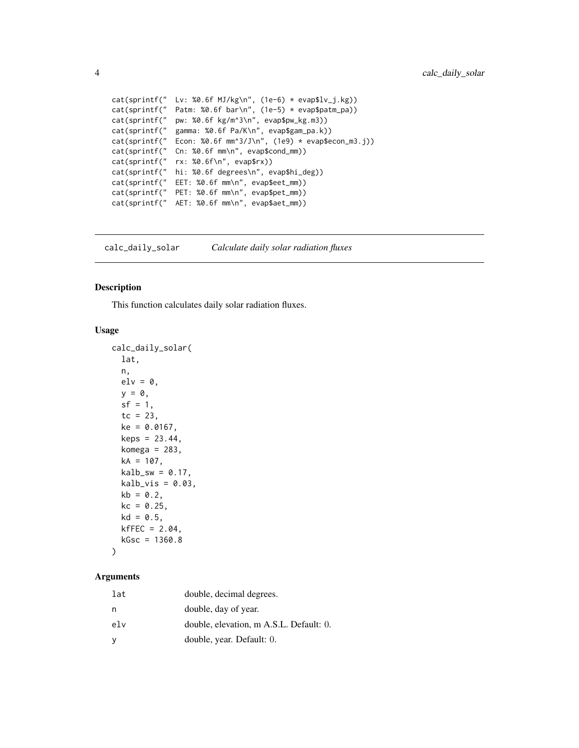```
cat(sprintf("  Lv: %0.6f MJ/kg\n", (1e-6) * evap$lv_j.kg))
cat(sprintf("  Patm: %0.6f bar\n", (1e-5) * evap$patm_pa))
cat(sprintf("  pw: %0.6f kg/m^3\n", evap$pw_kg.m3))
cat(sprintf("  gamma: %0.6f Pa/K\n", evap$gam_pa.k))
cat(sprintf("  Econ: %0.6f mm^3/J\n", (1e9) * evap$econ_m3.j))
cat(sprintf("  Cn: %0.6f mm\n", evap$cond_mm))
cat(sprintf("  rx: %0.6f\n", evap$rx))
cat(sprintf("  hi: %0.6f degrees\n", evap$hi_deg))
cat(sprintf("  EET: %0.6f mm\n", evap$eet_mm))
cat(sprintf("  PET: %0.6f mm\n", evap$pet_mm))
cat(sprintf("  AET: %0.6f mm\n", evap$aet_mm))
```

## calc_daily_solar    *Calculate daily solar radiation fluxes*

### Description

This function calculates daily solar radiation fluxes.

### Usage

```
calc_daily_solar(
  lat,
  n,
  elv = 0,
  y = 0,
  sf = 1,
  tc = 23,
  ke = 0.0167,
  keps = 23.44,
  komega = 283,
  kA = 107,
  kalb_sw = 0.17,
  kalb_vis = 0.03,
  kb = 0.2,
  kc = 0.25,
  kd = 0.5,
  kfFEC = 2.04,
  kGsc = 1360.8
)
```

### Arguments

| | |
|---|---|
| lat | double, decimal degrees. |
| n | double, day of year. |
| elv | double, elevation, m A.S.L. Default: 0. |
| y | double, year. Default: 0. |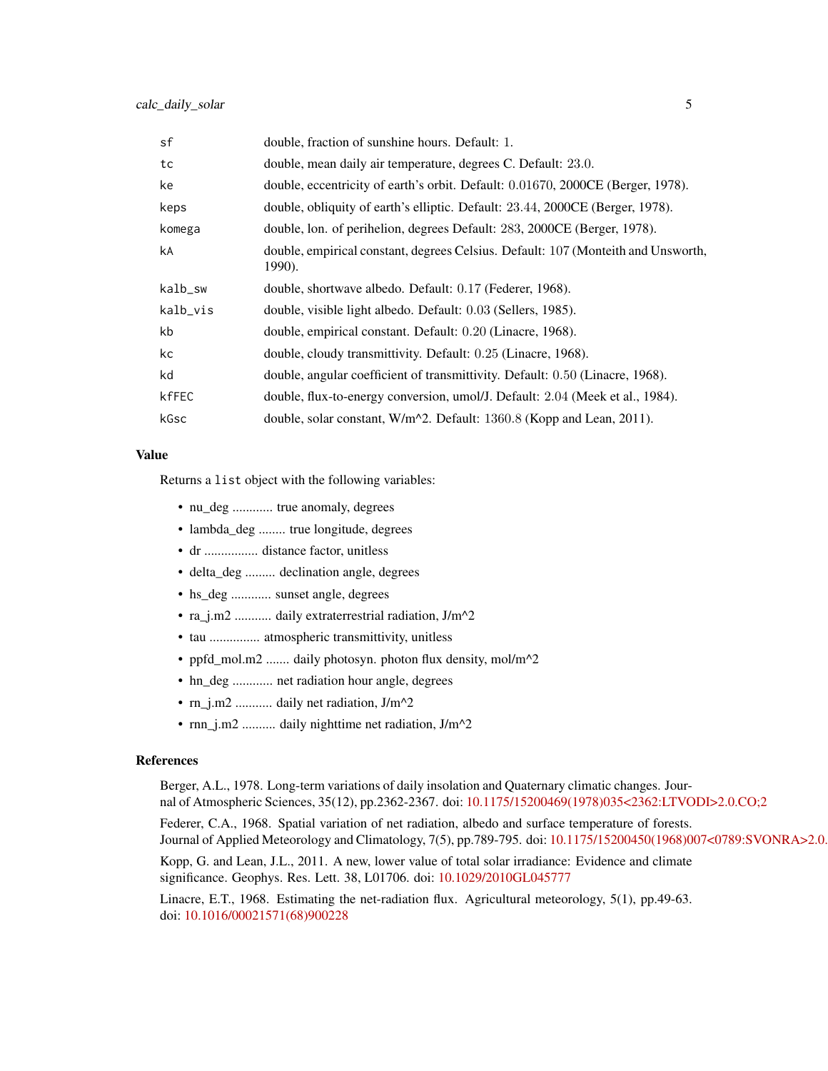| | |
|---|---|
| `sf` | double, fraction of sunshine hours. Default: 1. |
| `tc` | double, mean daily air temperature, degrees C. Default: 23.0. |
| `ke` | double, eccentricity of earth's orbit. Default: 0.01670, 2000CE (Berger, 1978). |
| `keps` | double, obliquity of earth's elliptic. Default: 23.44, 2000CE (Berger, 1978). |
| `komega` | double, lon. of perihelion, degrees Default: 283, 2000CE (Berger, 1978). |
| `kA` | double, empirical constant, degrees Celsius. Default: 107 (Monteith and Unsworth, 1990). |
| `kalb_sw` | double, shortwave albedo. Default: 0.17 (Federer, 1968). |
| `kalb_vis` | double, visible light albedo. Default: 0.03 (Sellers, 1985). |
| `kb` | double, empirical constant. Default: 0.20 (Linacre, 1968). |
| `kc` | double, cloudy transmittivity. Default: 0.25 (Linacre, 1968). |
| `kd` | double, angular coefficient of transmittivity. Default: 0.50 (Linacre, 1968). |
| `kfFEC` | double, flux-to-energy conversion, umol/J. Default: 2.04 (Meek et al., 1984). |
| `kGsc` | double, solar constant, W/m^2. Default: 1360.8 (Kopp and Lean, 2011). |

## Value

Returns a `list` object with the following variables:

- nu_deg ............ true anomaly, degrees
- lambda_deg ........ true longitude, degrees
- dr ................ distance factor, unitless
- delta_deg ......... declination angle, degrees
- hs_deg ............ sunset angle, degrees
- ra_j.m2 ........... daily extraterrestrial radiation, J/m^2
- tau ............... atmospheric transmittivity, unitless
- ppfd_mol.m2 ....... daily photosyn. photon flux density, mol/m^2
- hn_deg ............ net radiation hour angle, degrees
- rn_j.m2 ........... daily net radiation, J/m^2
- rnn_j.m2 .......... daily nighttime net radiation, J/m^2

## References

Berger, A.L., 1978. Long-term variations of daily insolation and Quaternary climatic changes. Journal of Atmospheric Sciences, 35(12), pp.2362-2367. doi: 10.1175/15200469(1978)035<2362:LTVODI>2.0.CO;2

Federer, C.A., 1968. Spatial variation of net radiation, albedo and surface temperature of forests. Journal of Applied Meteorology and Climatology, 7(5), pp.789-795. doi: 10.1175/15200450(1968)007<0789:SVONRA>2.0.

Kopp, G. and Lean, J.L., 2011. A new, lower value of total solar irradiance: Evidence and climate significance. Geophys. Res. Lett. 38, L01706. doi: 10.1029/2010GL045777

Linacre, E.T., 1968. Estimating the net-radiation flux. Agricultural meteorology, 5(1), pp.49-63. doi: 10.1016/00021571(68)900228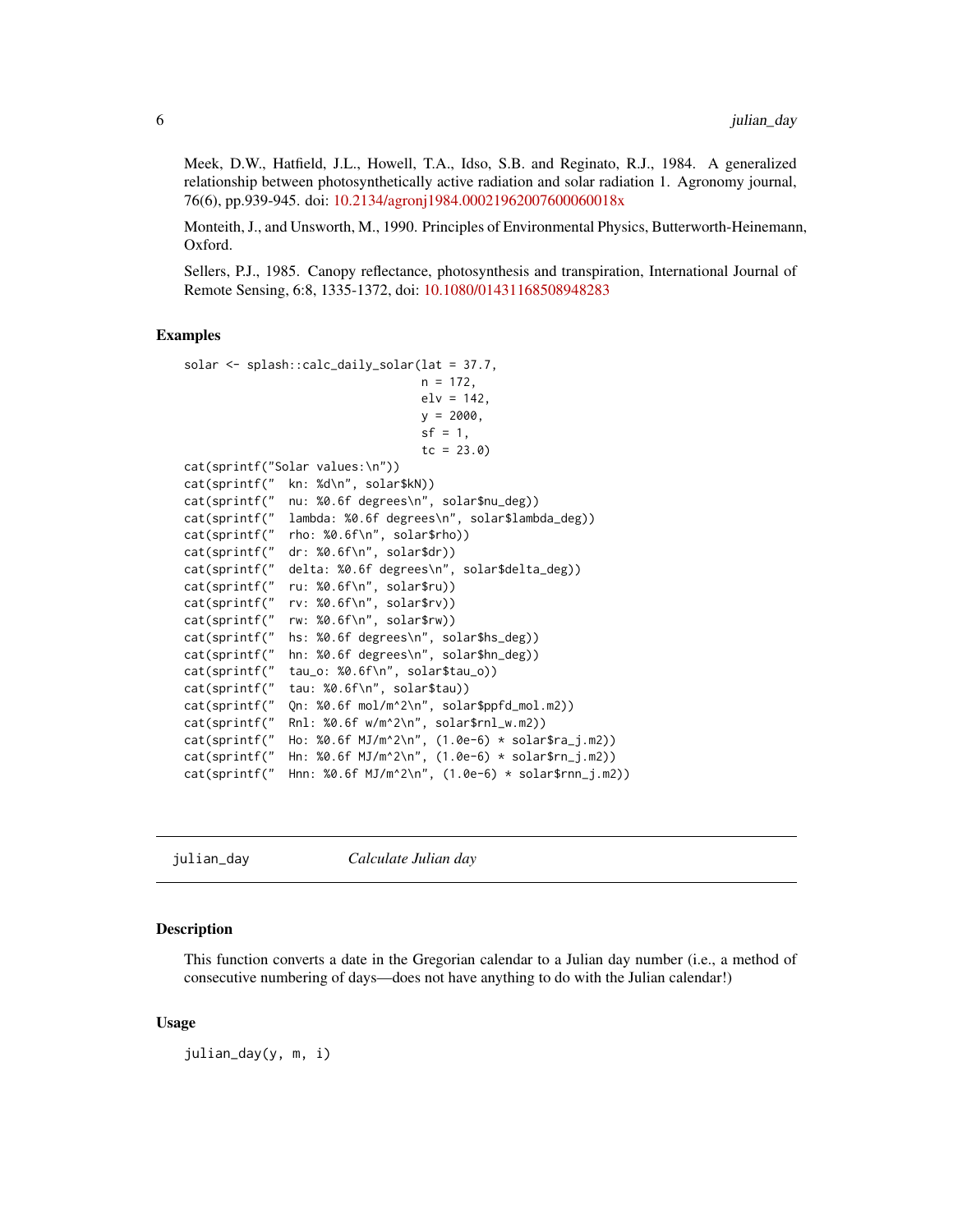Meek, D.W., Hatfield, J.L., Howell, T.A., Idso, S.B. and Reginato, R.J., 1984. A generalized relationship between photosynthetically active radiation and solar radiation 1. Agronomy journal, 76(6), pp.939-945. doi: 10.2134/agronj1984.00021962007600060018x

Monteith, J., and Unsworth, M., 1990. Principles of Environmental Physics, Butterworth-Heinemann, Oxford.

Sellers, P.J., 1985. Canopy reflectance, photosynthesis and transpiration, International Journal of Remote Sensing, 6:8, 1335-1372, doi: 10.1080/01431168508948283

## Examples

```
solar <- splash::calc_daily_solar(lat = 37.7,
                                  n = 172,
                                  elv = 142,
                                  y = 2000,
                                  sf = 1,
                                  tc = 23.0)
cat(sprintf("Solar values:\n"))
cat(sprintf("  kn: %d\n", solar$kN))
cat(sprintf("  nu: %0.6f degrees\n", solar$nu_deg))
cat(sprintf("  lambda: %0.6f degrees\n", solar$lambda_deg))
cat(sprintf("  rho: %0.6f\n", solar$rho))
cat(sprintf("  dr: %0.6f\n", solar$dr))
cat(sprintf("  delta: %0.6f degrees\n", solar$delta_deg))
cat(sprintf("  ru: %0.6f\n", solar$ru))
cat(sprintf("  rv: %0.6f\n", solar$rv))
cat(sprintf("  rw: %0.6f\n", solar$rw))
cat(sprintf("  hs: %0.6f degrees\n", solar$hs_deg))
cat(sprintf("  hn: %0.6f degrees\n", solar$hn_deg))
cat(sprintf("  tau_o: %0.6f\n", solar$tau_o))
cat(sprintf("  tau: %0.6f\n", solar$tau))
cat(sprintf("  Qn: %0.6f mol/m^2\n", solar$ppfd_mol.m2))
cat(sprintf("  Rnl: %0.6f w/m^2\n", solar$rnl_w.m2))
cat(sprintf("  Ho: %0.6f MJ/m^2\n", (1.0e-6) * solar$ra_j.m2))
cat(sprintf("  Hn: %0.6f MJ/m^2\n", (1.0e-6) * solar$rn_j.m2))
cat(sprintf("  Hnn: %0.6f MJ/m^2\n", (1.0e-6) * solar$rnn_j.m2))
```

---

# julian_day — *Calculate Julian day*

## Description

This function converts a date in the Gregorian calendar to a Julian day number (i.e., a method of consecutive numbering of days—does not have anything to do with the Julian calendar!)

## Usage

```
julian_day(y, m, i)
```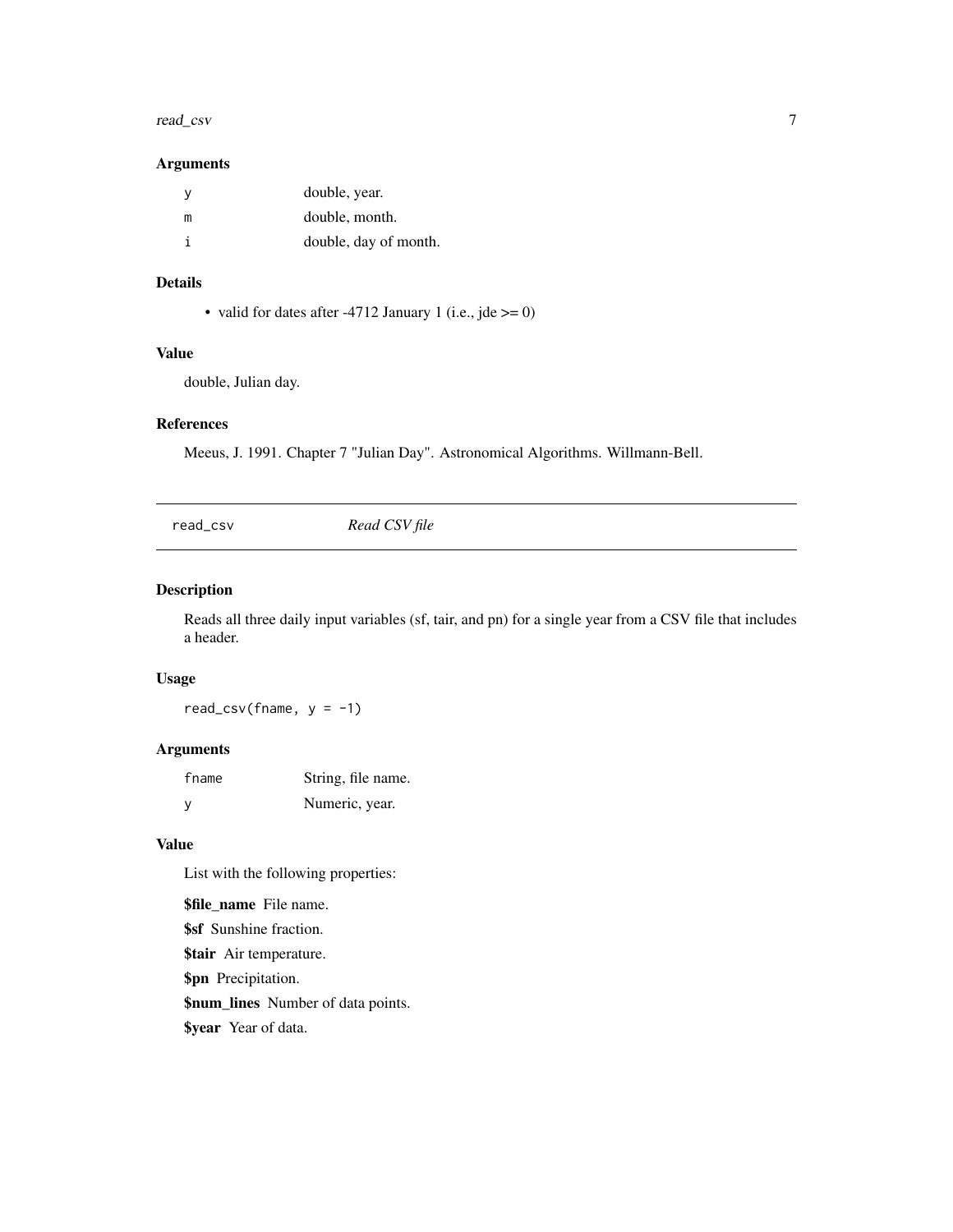### Arguments

| | |
|---|---|
| `y` | double, year. |
| `m` | double, month. |
| `i` | double, day of month. |

### Details

- valid for dates after -4712 January 1 (i.e., jde >= 0)

### Value

double, Julian day.

### References

Meeus, J. 1991. Chapter 7 "Julian Day". Astronomical Algorithms. Willmann-Bell.

## read_csv *Read CSV file*

### Description

Reads all three daily input variables (sf, tair, and pn) for a single year from a CSV file that includes a header.

### Usage

```
read_csv(fname, y = -1)
```

### Arguments

| | |
|---|---|
| `fname` | String, file name. |
| `y` | Numeric, year. |

### Value

List with the following properties:

**$file_name** File name.

**$sf** Sunshine fraction.

**$tair** Air temperature.

**$pn** Precipitation.

**$num_lines** Number of data points.

**$year** Year of data.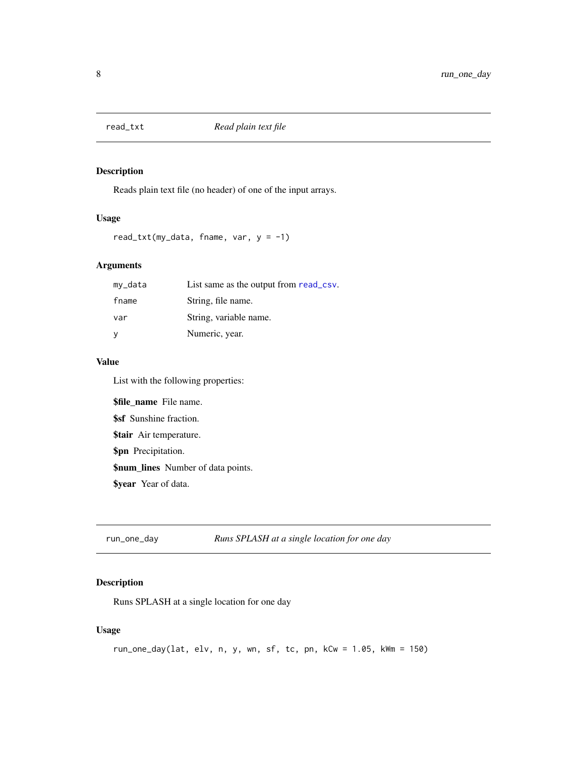## read_txt — *Read plain text file*

### Description

Reads plain text file (no header) of one of the input arrays.

### Usage

```
read_txt(my_data, fname, var, y = -1)
```

### Arguments

| | |
|---|---|
| my_data | List same as the output from read_csv. |
| fname | String, file name. |
| var | String, variable name. |
| y | Numeric, year. |

### Value

List with the following properties:

**$file_name** File name.

**$sf** Sunshine fraction.

**$tair** Air temperature.

**$pn** Precipitation.

**$num_lines** Number of data points.

**$year** Year of data.

## run_one_day — *Runs SPLASH at a single location for one day*

### Description

Runs SPLASH at a single location for one day

### Usage

```
run_one_day(lat, elv, n, y, wn, sf, tc, pn, kCw = 1.05, kWm = 150)
```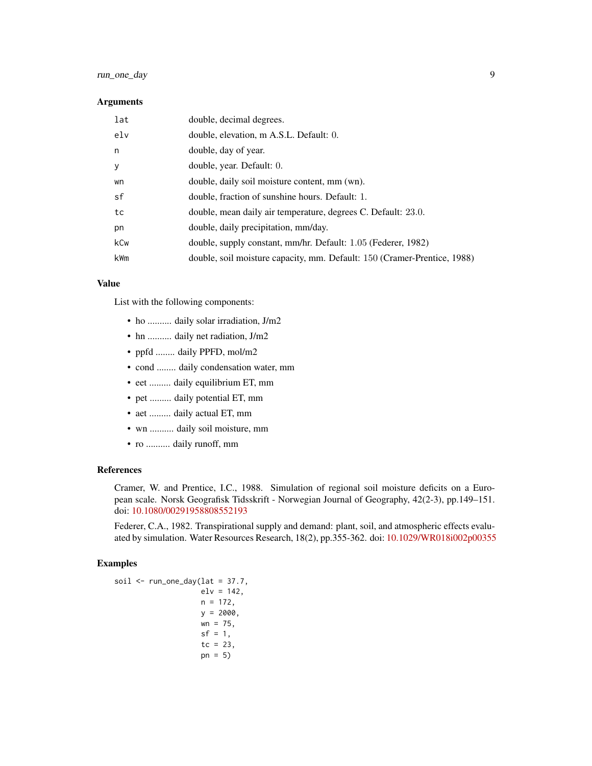### Arguments

| | |
|---|---|
| lat | double, decimal degrees. |
| elv | double, elevation, m A.S.L. Default: 0. |
| n | double, day of year. |
| y | double, year. Default: 0. |
| wn | double, daily soil moisture content, mm (wn). |
| sf | double, fraction of sunshine hours. Default: 1. |
| tc | double, mean daily air temperature, degrees C. Default: 23.0. |
| pn | double, daily precipitation, mm/day. |
| kCw | double, supply constant, mm/hr. Default: 1.05 (Federer, 1982) |
| kWm | double, soil moisture capacity, mm. Default: 150 (Cramer-Prentice, 1988) |

### Value

List with the following components:

- ho .......... daily solar irradiation, J/m2
- hn .......... daily net radiation, J/m2
- ppfd ........ daily PPFD, mol/m2
- cond ........ daily condensation water, mm
- eet ......... daily equilibrium ET, mm
- pet ......... daily potential ET, mm
- aet ......... daily actual ET, mm
- wn .......... daily soil moisture, mm
- ro .......... daily runoff, mm

### References

Cramer, W. and Prentice, I.C., 1988. Simulation of regional soil moisture deficits on a European scale. Norsk Geografisk Tidsskrift - Norwegian Journal of Geography, 42(2-3), pp.149–151. doi: 10.1080/00291958808552193

Federer, C.A., 1982. Transpirational supply and demand: plant, soil, and atmospheric effects evaluated by simulation. Water Resources Research, 18(2), pp.355-362. doi: 10.1029/WR018i002p00355

### Examples

```
soil <- run_one_day(lat = 37.7,
                    elv = 142,
                    n = 172,
                    y = 2000,
                    wn = 75,
                    sf = 1,
                    tc = 23,
                    pn = 5)
```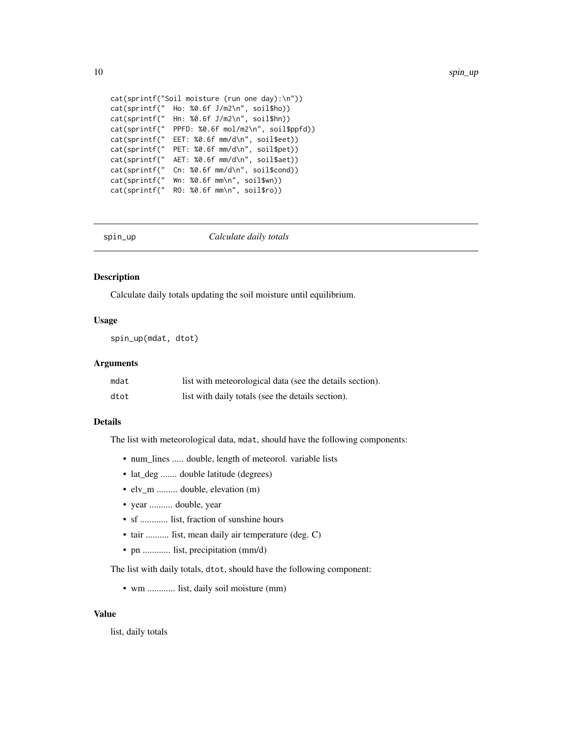```
cat(sprintf("Soil moisture (run one day):\n"))
cat(sprintf("  Ho: %0.6f J/m2\n", soil$ho))
cat(sprintf("  Hn: %0.6f J/m2\n", soil$hn))
cat(sprintf("  PPFD: %0.6f mol/m2\n", soil$ppfd))
cat(sprintf("  EET: %0.6f mm/d\n", soil$eet))
cat(sprintf("  PET: %0.6f mm/d\n", soil$pet))
cat(sprintf("  AET: %0.6f mm/d\n", soil$aet))
cat(sprintf("  Cn: %0.6f mm/d\n", soil$cond))
cat(sprintf("  Wn: %0.6f mm\n", soil$wn))
cat(sprintf("  RO: %0.6f mm\n", soil$ro))
```

---

## spin_up — *Calculate daily totals*

### Description

Calculate daily totals updating the soil moisture until equilibrium.

### Usage

```
spin_up(mdat, dtot)
```

### Arguments

| | |
|---|---|
| mdat | list with meteorological data (see the details section). |
| dtot | list with daily totals (see the details section). |

### Details

The list with meteorological data, `mdat`, should have the following components:

- num_lines ..... double, length of meteorol. variable lists
- lat_deg ....... double latitude (degrees)
- elv_m ......... double, elevation (m)
- year .......... double, year
- sf ............ list, fraction of sunshine hours
- tair .......... list, mean daily air temperature (deg. C)
- pn ............ list, precipitation (mm/d)

The list with daily totals, `dtot`, should have the following component:

- wm ............ list, daily soil moisture (mm)

### Value

list, daily totals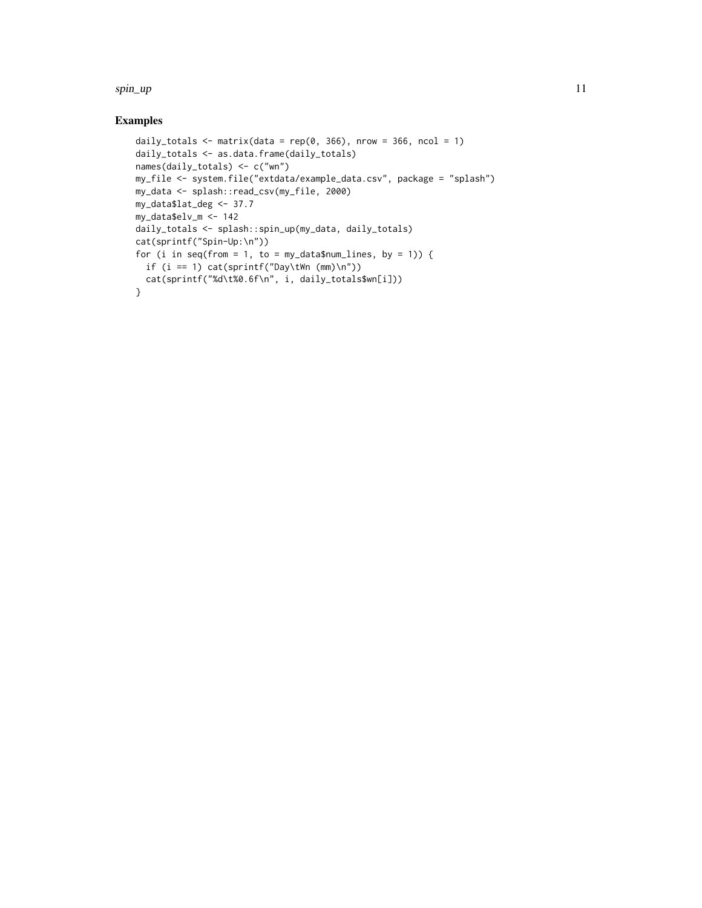## Examples

```
daily_totals <- matrix(data = rep(0, 366), nrow = 366, ncol = 1)
daily_totals <- as.data.frame(daily_totals)
names(daily_totals) <- c("wn")
my_file <- system.file("extdata/example_data.csv", package = "splash")
my_data <- splash::read_csv(my_file, 2000)
my_data$lat_deg <- 37.7
my_data$elv_m <- 142
daily_totals <- splash::spin_up(my_data, daily_totals)
cat(sprintf("Spin-Up:\n"))
for (i in seq(from = 1, to = my_data$num_lines, by = 1)) {
  if (i == 1) cat(sprintf("Day\tWn (mm)\n"))
  cat(sprintf("%d\t%0.6f\n", i, daily_totals$wn[i]))
}
```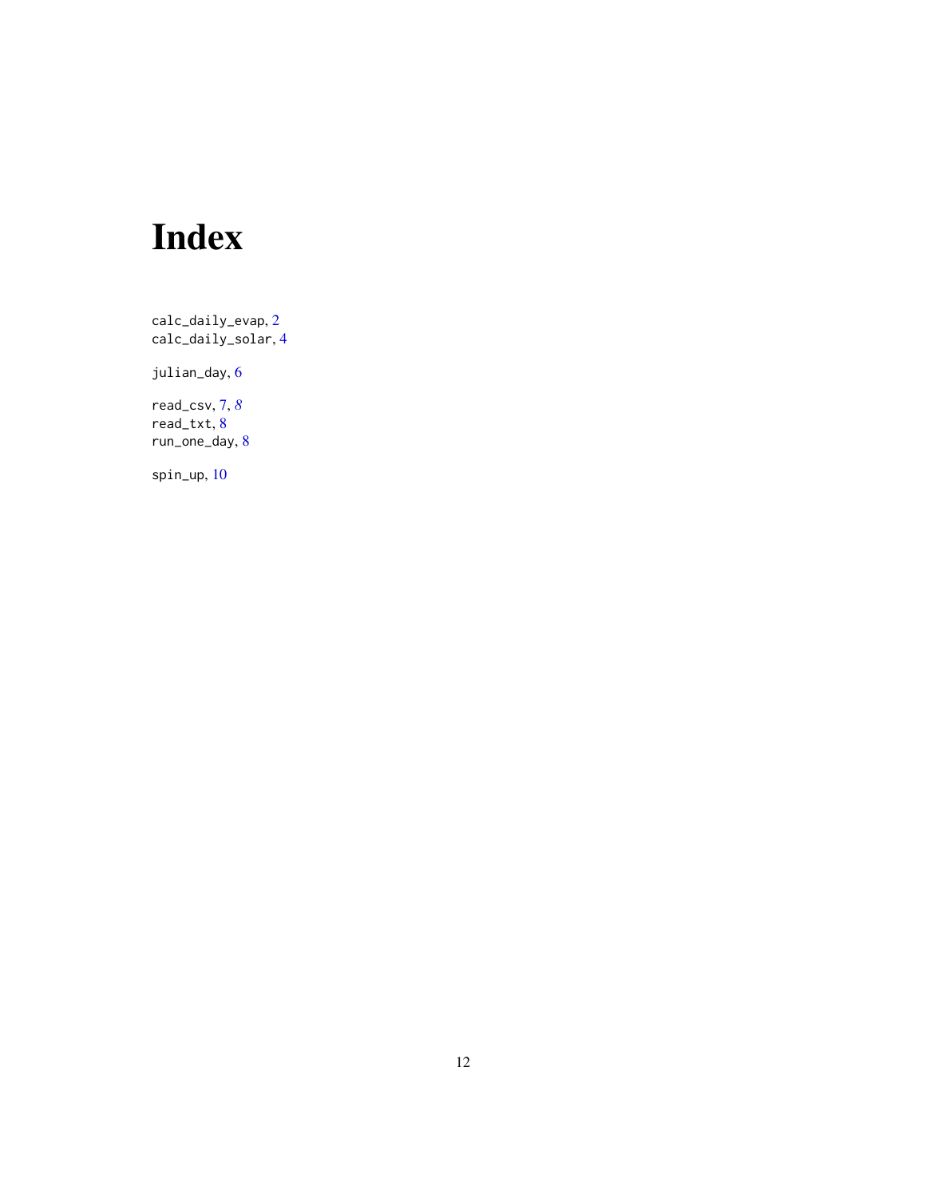# Index

calc_daily_evap, 2
calc_daily_solar, 4

julian_day, 6

read_csv, 7, *8*
read_txt, 8
run_one_day, 8

spin_up, 10